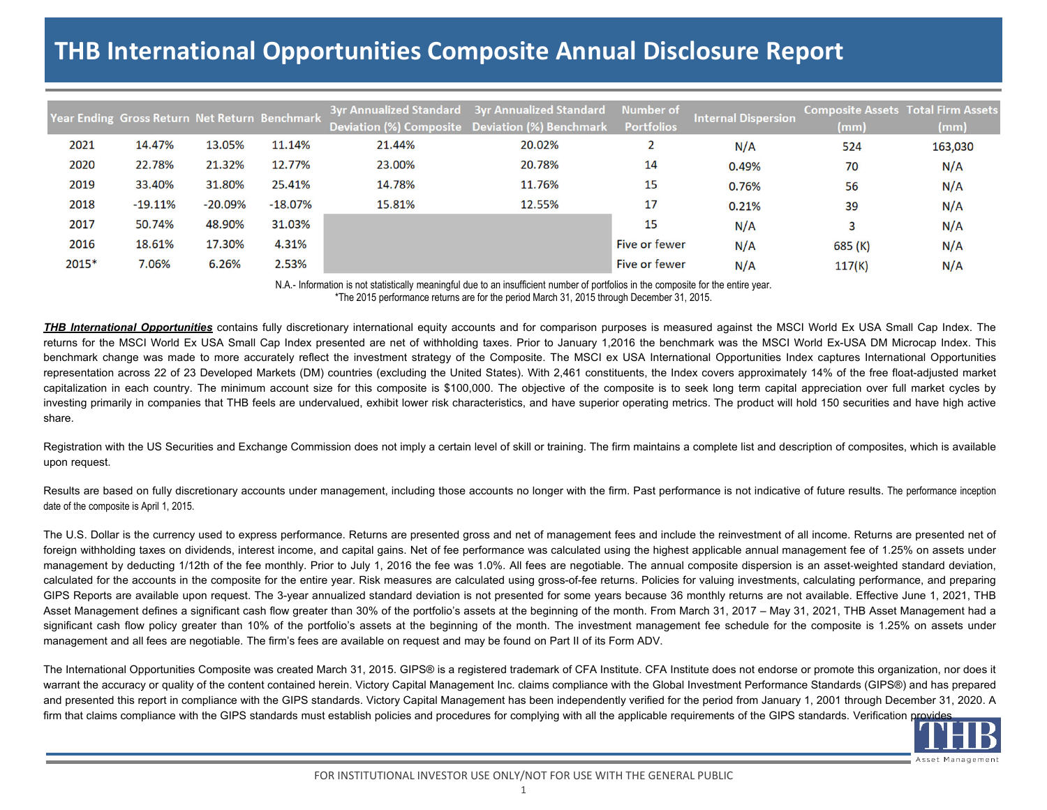# THB International Opportunities Composite Annual Disclosure Report

| Year Ending | Gross Return | Net Return | Benchmark | 3yr Annualized Standard Deviation (%) Composite | 3yr Annualized Standard Deviation (%) Benchmark | Number of Portfolios | Internal Dispersion | Composite Assets (mm) | Total Firm Assets (mm) |
|---|---|---|---|---|---|---|---|---|---|
| 2021 | 14.47% | 13.05% | 11.14% | 21.44% | 20.02% | 2 | N/A | 524 | 163,030 |
| 2020 | 22.78% | 21.32% | 12.77% | 23.00% | 20.78% | 14 | 0.49% | 70 | N/A |
| 2019 | 33.40% | 31.80% | 25.41% | 14.78% | 11.76% | 15 | 0.76% | 56 | N/A |
| 2018 | -19.11% | -20.09% | -18.07% | 15.81% | 12.55% | 17 | 0.21% | 39 | N/A |
| 2017 | 50.74% | 48.90% | 31.03% | | | 15 | N/A | 3 | N/A |
| 2016 | 18.61% | 17.30% | 4.31% | | | Five or fewer | N/A | 685 (K) | N/A |
| 2015* | 7.06% | 6.26% | 2.53% | | | Five or fewer | N/A | 117(K) | N/A |

N.A.- Information is not statistically meaningful due to an insufficient number of portfolios in the composite for the entire year.
*The 2015 performance returns are for the period March 31, 2015 through December 31, 2015.

***THB International Opportunities*** contains fully discretionary international equity accounts and for comparison purposes is measured against the MSCI World Ex USA Small Cap Index. The returns for the MSCI World Ex USA Small Cap Index presented are net of withholding taxes. Prior to January 1,2016 the benchmark was the MSCI World Ex-USA DM Microcap Index. This benchmark change was made to more accurately reflect the investment strategy of the Composite. The MSCI ex USA International Opportunities Index captures International Opportunities representation across 22 of 23 Developed Markets (DM) countries (excluding the United States). With 2,461 constituents, the Index covers approximately 14% of the free float-adjusted market capitalization in each country. The minimum account size for this composite is $100,000. The objective of the composite is to seek long term capital appreciation over full market cycles by investing primarily in companies that THB feels are undervalued, exhibit lower risk characteristics, and have superior operating metrics. The product will hold 150 securities and have high active share.

Registration with the US Securities and Exchange Commission does not imply a certain level of skill or training. The firm maintains a complete list and description of composites, which is available upon request.

Results are based on fully discretionary accounts under management, including those accounts no longer with the firm. Past performance is not indicative of future results. The performance inception date of the composite is April 1, 2015.

The U.S. Dollar is the currency used to express performance. Returns are presented gross and net of management fees and include the reinvestment of all income. Returns are presented net of foreign withholding taxes on dividends, interest income, and capital gains. Net of fee performance was calculated using the highest applicable annual management fee of 1.25% on assets under management by deducting 1/12th of the fee monthly. Prior to July 1, 2016 the fee was 1.0%. All fees are negotiable. The annual composite dispersion is an asset-weighted standard deviation, calculated for the accounts in the composite for the entire year. Risk measures are calculated using gross-of-fee returns. Policies for valuing investments, calculating performance, and preparing GIPS Reports are available upon request. The 3-year annualized standard deviation is not presented for some years because 36 monthly returns are not available. Effective June 1, 2021, THB Asset Management defines a significant cash flow greater than 30% of the portfolio's assets at the beginning of the month. From March 31, 2017 – May 31, 2021, THB Asset Management had a significant cash flow policy greater than 10% of the portfolio's assets at the beginning of the month. The investment management fee schedule for the composite is 1.25% on assets under management and all fees are negotiable. The firm's fees are available on request and may be found on Part II of its Form ADV.

The International Opportunities Composite was created March 31, 2015. GIPS® is a registered trademark of CFA Institute. CFA Institute does not endorse or promote this organization, nor does it warrant the accuracy or quality of the content contained herein. Victory Capital Management Inc. claims compliance with the Global Investment Performance Standards (GIPS®) and has prepared and presented this report in compliance with the GIPS standards. Victory Capital Management has been independently verified for the period from January 1, 2001 through December 31, 2020. A firm that claims compliance with the GIPS standards must establish policies and procedures for complying with all the applicable requirements of the GIPS standards. Verification provides

THB Asset Management

FOR INSTITUTIONAL INVESTOR USE ONLY/NOT FOR USE WITH THE GENERAL PUBLIC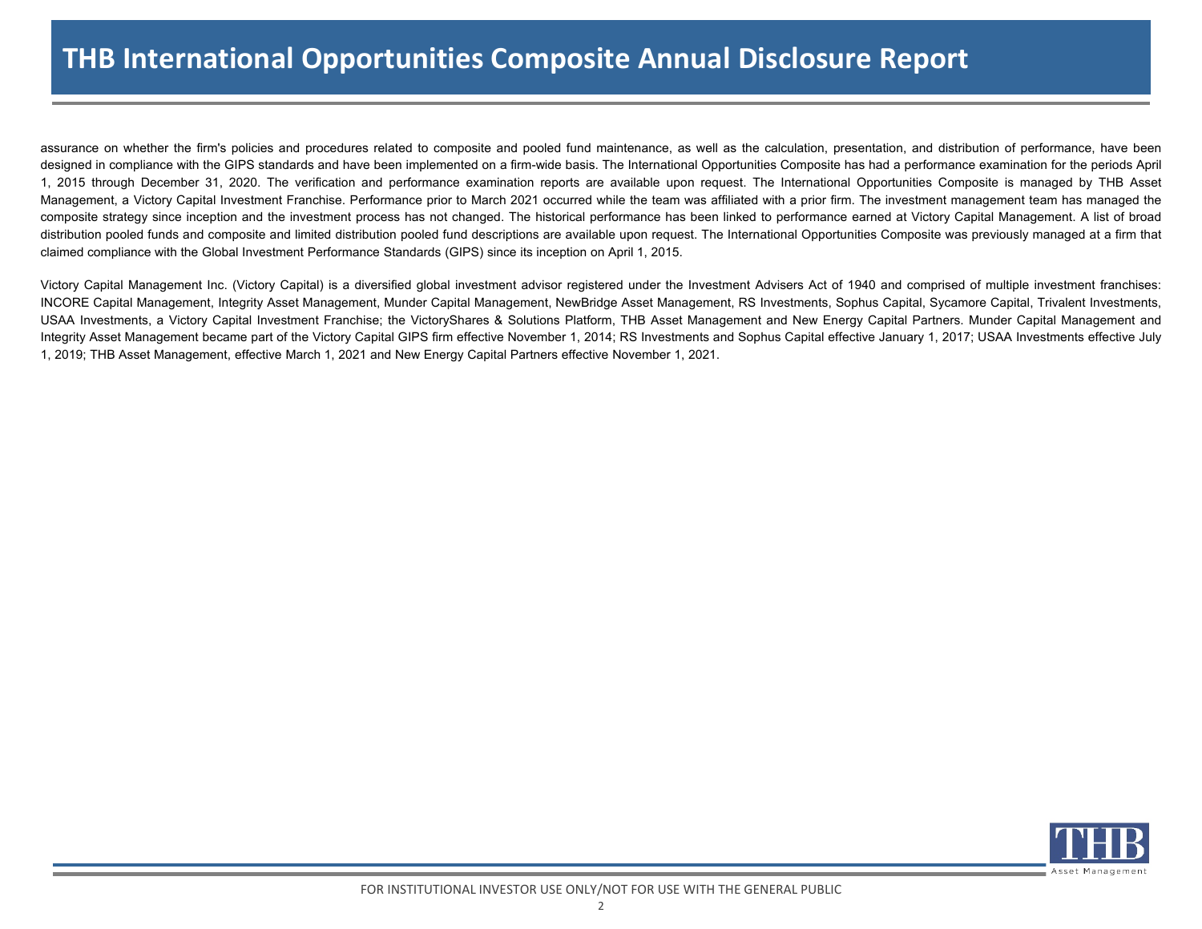assurance on whether the firm's policies and procedures related to composite and pooled fund maintenance, as well as the calculation, presentation, and distribution of performance, have been designed in compliance with the GIPS standards and have been implemented on a firm-wide basis. The International Opportunities Composite has had a performance examination for the periods April 1, 2015 through December 31, 2020. The verification and performance examination reports are available upon request. The International Opportunities Composite is managed by THB Asset Management, a Victory Capital Investment Franchise. Performance prior to March 2021 occurred while the team was affiliated with a prior firm. The investment management team has managed the composite strategy since inception and the investment process has not changed. The historical performance has been linked to performance earned at Victory Capital Management. A list of broad distribution pooled funds and composite and limited distribution pooled fund descriptions are available upon request. The International Opportunities Composite was previously managed at a firm that claimed compliance with the Global Investment Performance Standards (GIPS) since its inception on April 1, 2015.

Victory Capital Management Inc. (Victory Capital) is a diversified global investment advisor registered under the Investment Advisers Act of 1940 and comprised of multiple investment franchises: INCORE Capital Management, Integrity Asset Management, Munder Capital Management, NewBridge Asset Management, RS Investments, Sophus Capital, Sycamore Capital, Trivalent Investments, USAA Investments, a Victory Capital Investment Franchise; the VictoryShares & Solutions Platform, THB Asset Management and New Energy Capital Partners. Munder Capital Management and Integrity Asset Management became part of the Victory Capital GIPS firm effective November 1, 2014; RS Investments and Sophus Capital effective January 1, 2017; USAA Investments effective July 1, 2019; THB Asset Management, effective March 1, 2021 and New Energy Capital Partners effective November 1, 2021.